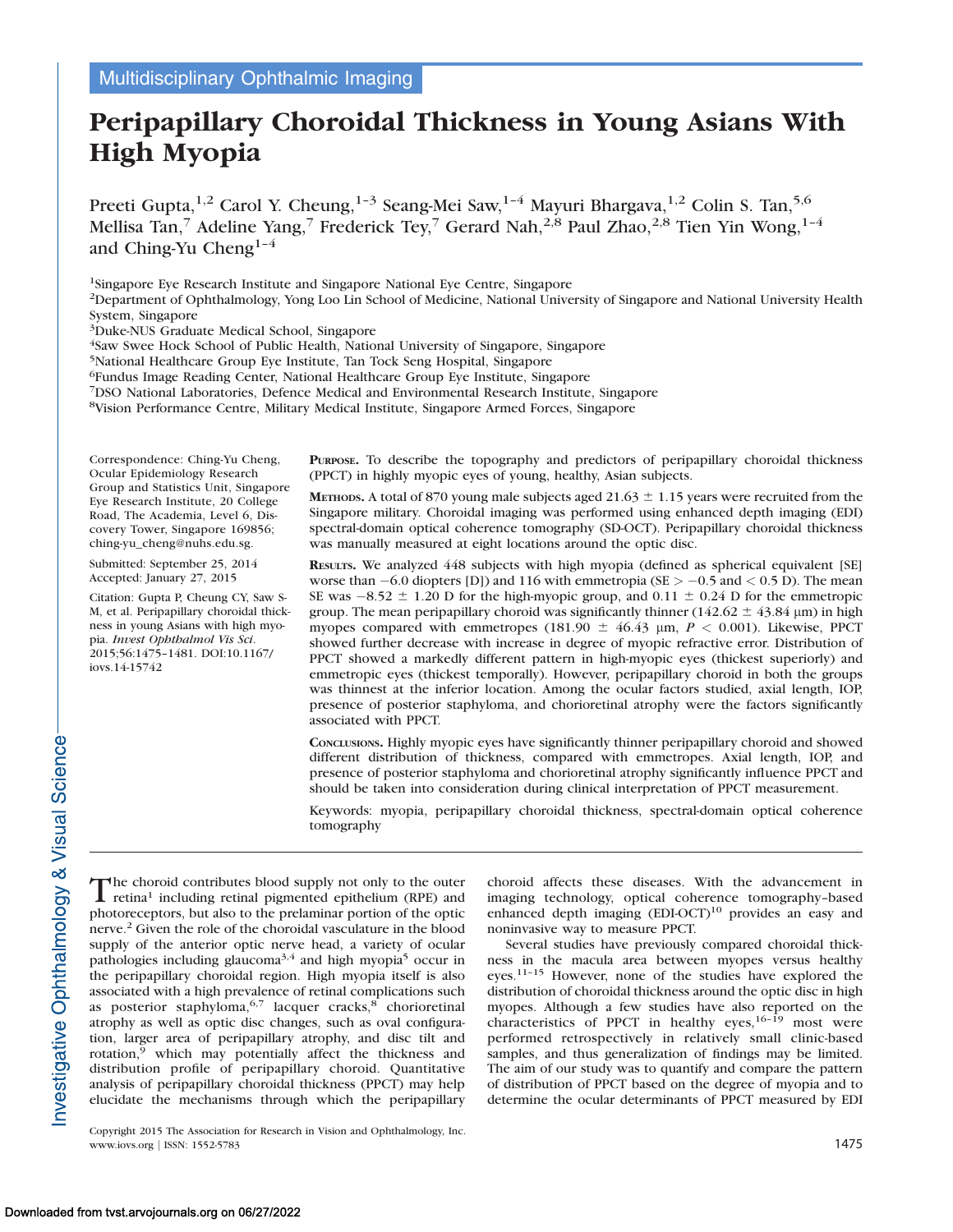Multidisciplinary Ophthalmic Imaging

# Peripapillary Choroidal Thickness in Young Asians With High Myopia

Preeti Gupta,[1,2] Carol Y. Cheung,[1–3] Seang-Mei Saw,[1–4] Mayuri Bhargava,[1,2] Colin S. Tan,[5,6] Mellisa Tan,[7] Adeline Yang,[7] Frederick Tey,[7] Gerard Nah,[2,8] Paul Zhao,[2,8] Tien Yin Wong,[1–4] and Ching-Yu Cheng[1–4]

[1]Singapore Eye Research Institute and Singapore National Eye Centre, Singapore
[2]Department of Ophthalmology, Yong Loo Lin School of Medicine, National University of Singapore and National University Health System, Singapore
[3]Duke-NUS Graduate Medical School, Singapore
[4]Saw Swee Hock School of Public Health, National University of Singapore, Singapore
[5]National Healthcare Group Eye Institute, Tan Tock Seng Hospital, Singapore
[6]Fundus Image Reading Center, National Healthcare Group Eye Institute, Singapore
[7]DSO National Laboratories, Defence Medical and Environmental Research Institute, Singapore
[8]Vision Performance Centre, Military Medical Institute, Singapore Armed Forces, Singapore

Correspondence: Ching-Yu Cheng, Ocular Epidemiology Research Group and Statistics Unit, Singapore Eye Research Institute, 20 College Road, The Academia, Level 6, Discovery Tower, Singapore 169856; ching-yu_cheng@nuhs.edu.sg.

Submitted: September 25, 2014
Accepted: January 27, 2015

Citation: Gupta P, Cheung CY, Saw S-M, et al. Peripapillary choroidal thickness in young Asians with high myopia. *Invest Ophthalmol Vis Sci*. 2015;56:1475–1481. DOI:10.1167/iovs.14-15742

**PURPOSE.** To describe the topography and predictors of peripapillary choroidal thickness (PPCT) in highly myopic eyes of young, healthy, Asian subjects.

**METHODS.** A total of 870 young male subjects aged 21.63 ± 1.15 years were recruited from the Singapore military. Choroidal imaging was performed using enhanced depth imaging (EDI) spectral-domain optical coherence tomography (SD-OCT). Peripapillary choroidal thickness was manually measured at eight locations around the optic disc.

**RESULTS.** We analyzed 448 subjects with high myopia (defined as spherical equivalent [SE] worse than −6.0 diopters [D]) and 116 with emmetropia (SE > −0.5 and < 0.5 D). The mean SE was −8.52 ± 1.20 D for the high-myopic group, and 0.11 ± 0.24 D for the emmetropic group. The mean peripapillary choroid was significantly thinner (142.62 ± 43.84 μm) in high myopes compared with emmetropes (181.90 ± 46.43 μm, $P < 0.001$). Likewise, PPCT showed further decrease with increase in degree of myopic refractive error. Distribution of PPCT showed a markedly different pattern in high-myopic eyes (thickest superiorly) and emmetropic eyes (thickest temporally). However, peripapillary choroid in both the groups was thinnest at the inferior location. Among the ocular factors studied, axial length, IOP, presence of posterior staphyloma, and chorioretinal atrophy were the factors significantly associated with PPCT.

**CONCLUSIONS.** Highly myopic eyes have significantly thinner peripapillary choroid and showed different distribution of thickness, compared with emmetropes. Axial length, IOP, and presence of posterior staphyloma and chorioretinal atrophy significantly influence PPCT and should be taken into consideration during clinical interpretation of PPCT measurement.

Keywords: myopia, peripapillary choroidal thickness, spectral-domain optical coherence tomography

The choroid contributes blood supply not only to the outer retina[1] including retinal pigmented epithelium (RPE) and photoreceptors, but also to the prelaminar portion of the optic nerve.[2] Given the role of the choroidal vasculature in the blood supply of the anterior optic nerve head, a variety of ocular pathologies including glaucoma[3,4] and high myopia[5] occur in the peripapillary choroidal region. High myopia itself is also associated with a high prevalence of retinal complications such as posterior staphyloma,[6,7] lacquer cracks,[8] chorioretinal atrophy as well as optic disc changes, such as oval configuration, larger area of peripapillary atrophy, and disc tilt and rotation,[9] which may potentially affect the thickness and distribution profile of peripapillary choroid. Quantitative analysis of peripapillary choroidal thickness (PPCT) may help elucidate the mechanisms through which the peripapillary choroid affects these diseases. With the advancement in imaging technology, optical coherence tomography–based enhanced depth imaging (EDI-OCT)[10] provides an easy and noninvasive way to measure PPCT.

Several studies have previously compared choroidal thickness in the macula area between myopes versus healthy eyes.[11–15] However, none of the studies have explored the distribution of choroidal thickness around the optic disc in high myopes. Although a few studies have also reported on the characteristics of PPCT in healthy eyes,[16–19] most were performed retrospectively in relatively small clinic-based samples, and thus generalization of findings may be limited. The aim of our study was to quantify and compare the pattern of distribution of PPCT based on the degree of myopia and to determine the ocular determinants of PPCT measured by EDI

Copyright 2015 The Association for Research in Vision and Ophthalmology, Inc.
www.iovs.org | ISSN: 1552-5783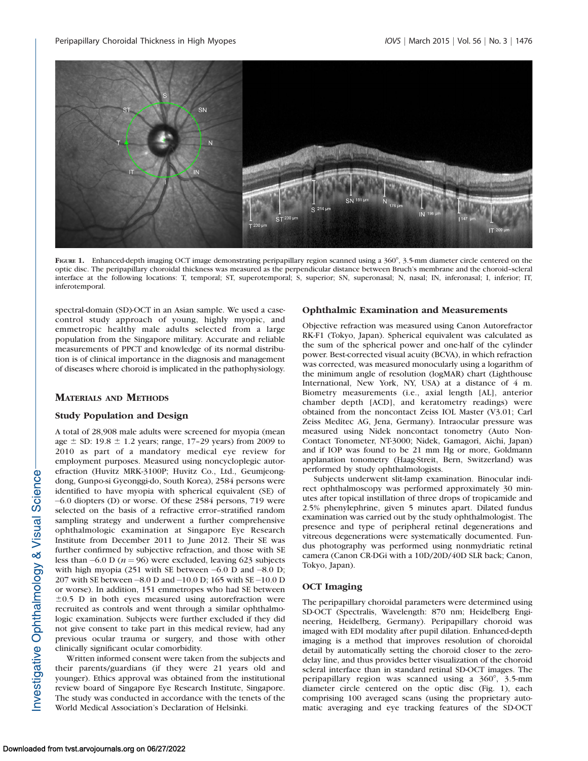FIGURE 1. Enhanced-depth imaging OCT image demonstrating peripapillary region scanned using a 360°, 3.5-mm diameter circle centered on the optic disc. The peripapillary choroidal thickness was measured as the perpendicular distance between Bruch's membrane and the choroid–scleral interface at the following locations: T, temporal; ST, superotemporal; S, superior; SN, superonasal; N, nasal; IN, inferonasal; I, inferior; IT, inferotemporal.

spectral-domain (SD)-OCT in an Asian sample. We used a case-control study approach of young, highly myopic, and emmetropic healthy male adults selected from a large population from the Singapore military. Accurate and reliable measurements of PPCT and knowledge of its normal distribution is of clinical importance in the diagnosis and management of diseases where choroid is implicated in the pathophysiology.

## MATERIALS AND METHODS

### Study Population and Design

A total of 28,908 male adults were screened for myopia (mean age ± SD: 19.8 ± 1.2 years; range, 17–29 years) from 2009 to 2010 as part of a mandatory medical eye review for employment purposes. Measured using noncycloplegic autorefraction (Huvitz MRK-3100P; Huvitz Co., Ltd., Geumjeong-dong, Gunpo-si Gyeonggi-do, South Korea), 2584 persons were identified to have myopia with spherical equivalent (SE) of −6.0 diopters (D) or worse. Of these 2584 persons, 719 were selected on the basis of a refractive error–stratified random sampling strategy and underwent a further comprehensive ophthalmologic examination at Singapore Eye Research Institute from December 2011 to June 2012. Their SE was further confirmed by subjective refraction, and those with SE less than −6.0 D ($n = 96$) were excluded, leaving 623 subjects with high myopia (251 with SE between −6.0 D and −8.0 D; 207 with SE between −8.0 D and −10.0 D; 165 with SE −10.0 D or worse). In addition, 151 emmetropes who had SE between ±0.5 D in both eyes measured using autorefraction were recruited as controls and went through a similar ophthalmologic examination. Subjects were further excluded if they did not give consent to take part in this medical review, had any previous ocular trauma or surgery, and those with other clinically significant ocular comorbidity.

Written informed consent were taken from the subjects and their parents/guardians (if they were 21 years old and younger). Ethics approval was obtained from the institutional review board of Singapore Eye Research Institute, Singapore. The study was conducted in accordance with the tenets of the World Medical Association's Declaration of Helsinki.

### Ophthalmic Examination and Measurements

Objective refraction was measured using Canon Autorefractor RK-F1 (Tokyo, Japan). Spherical equivalent was calculated as the sum of the spherical power and one-half of the cylinder power. Best-corrected visual acuity (BCVA), in which refraction was corrected, was measured monocularly using a logarithm of the minimum angle of resolution (logMAR) chart (Lighthouse International, New York, NY, USA) at a distance of 4 m. Biometry measurements (i.e., axial length [AL], anterior chamber depth [ACD], and keratometry readings) were obtained from the noncontact Zeiss IOL Master (V3.01; Carl Zeiss Meditec AG, Jena, Germany). Intraocular pressure was measured using Nidek noncontact tonometry (Auto Non-Contact Tonometer, NT-3000; Nidek, Gamagori, Aichi, Japan) and if IOP was found to be 21 mm Hg or more, Goldmann applanation tonometry (Haag-Streit, Bern, Switzerland) was performed by study ophthalmologists.

Subjects underwent slit-lamp examination. Binocular indirect ophthalmoscopy was performed approximately 30 minutes after topical instillation of three drops of tropicamide and 2.5% phenylephrine, given 5 minutes apart. Dilated fundus examination was carried out by the study ophthalmologist. The presence and type of peripheral retinal degenerations and vitreous degenerations were systematically documented. Fundus photography was performed using nonmydriatic retinal camera (Canon CR-DGi with a 10D/20D/40D SLR back; Canon, Tokyo, Japan).

### OCT Imaging

The peripapillary choroidal parameters were determined using SD-OCT (Spectralis, Wavelength: 870 nm; Heidelberg Engineering, Heidelberg, Germany). Peripapillary choroid was imaged with EDI modality after pupil dilation. Enhanced-depth imaging is a method that improves resolution of choroidal detail by automatically setting the choroid closer to the zero-delay line, and thus provides better visualization of the choroid scleral interface than in standard retinal SD-OCT images. The peripapillary region was scanned using a 360°, 3.5-mm diameter circle centered on the optic disc (Fig. 1), each comprising 100 averaged scans (using the proprietary automatic averaging and eye tracking features of the SD-OCT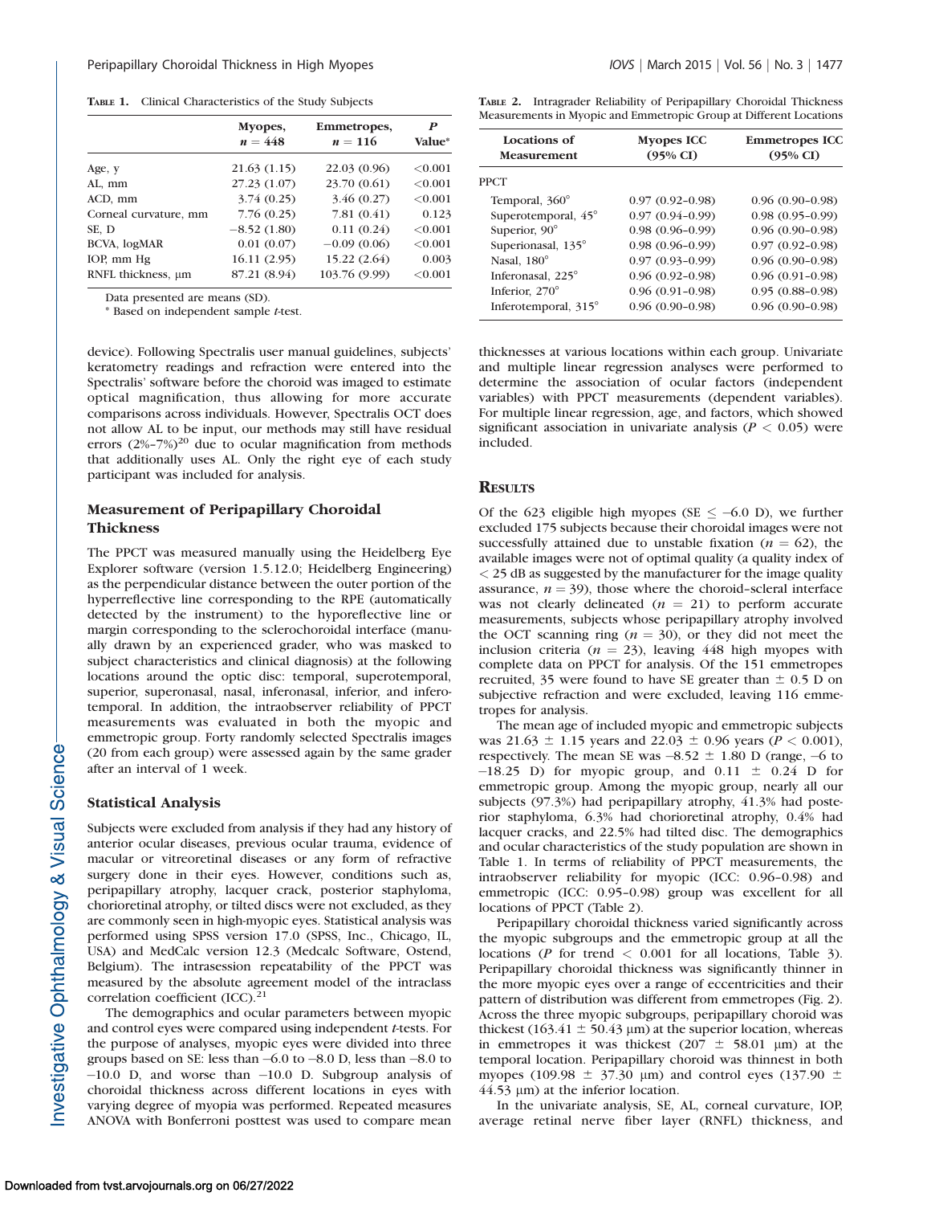**Table 1.** Clinical Characteristics of the Study Subjects

| | Myopes, $n = 448$ | Emmetropes, $n = 116$ | P Value* |
|---|---|---|---|
| Age, y | 21.63 (1.15) | 22.03 (0.96) | <0.001 |
| AL, mm | 27.23 (1.07) | 23.70 (0.61) | <0.001 |
| ACD, mm | 3.74 (0.25) | 3.46 (0.27) | <0.001 |
| Corneal curvature, mm | 7.76 (0.25) | 7.81 (0.41) | 0.123 |
| SE, D | −8.52 (1.80) | 0.11 (0.24) | <0.001 |
| BCVA, logMAR | 0.01 (0.07) | −0.09 (0.06) | <0.001 |
| IOP, mm Hg | 16.11 (2.95) | 15.22 (2.64) | 0.003 |
| RNFL thickness, μm | 87.21 (8.94) | 103.76 (9.99) | <0.001 |

Data presented are means (SD).

\* Based on independent sample *t*-test.

device). Following Spectralis user manual guidelines, subjects' keratometry readings and refraction were entered into the Spectralis' software before the choroid was imaged to estimate optical magnification, thus allowing for more accurate comparisons across individuals. However, Spectralis OCT does not allow AL to be input, our methods may still have residual errors (2%–7%)[20] due to ocular magnification from methods that additionally uses AL. Only the right eye of each study participant was included for analysis.

### Measurement of Peripapillary Choroidal Thickness

The PPCT was measured manually using the Heidelberg Eye Explorer software (version 1.5.12.0; Heidelberg Engineering) as the perpendicular distance between the outer portion of the hyperreflective line corresponding to the RPE (automatically detected by the instrument) to the hyporeflective line or margin corresponding to the sclerochoroidal interface (manually drawn by an experienced grader, who was masked to subject characteristics and clinical diagnosis) at the following locations around the optic disc: temporal, superotemporal, superior, superonasal, nasal, inferonasal, inferior, and inferotemporal. In addition, the intraobserver reliability of PPCT measurements was evaluated in both the myopic and emmetropic group. Forty randomly selected Spectralis images (20 from each group) were assessed again by the same grader after an interval of 1 week.

### Statistical Analysis

Subjects were excluded from analysis if they had any history of anterior ocular diseases, previous ocular trauma, evidence of macular or vitreoretinal diseases or any form of refractive surgery done in their eyes. However, conditions such as, peripapillary atrophy, lacquer crack, posterior staphyloma, chorioretinal atrophy, or tilted discs were not excluded, as they are commonly seen in high-myopic eyes. Statistical analysis was performed using SPSS version 17.0 (SPSS, Inc., Chicago, IL, USA) and MedCalc version 12.3 (Medcalc Software, Ostend, Belgium). The intrasession repeatability of the PPCT was measured by the absolute agreement model of the intraclass correlation coefficient (ICC).[21]

The demographics and ocular parameters between myopic and control eyes were compared using independent *t*-tests. For the purpose of analyses, myopic eyes were divided into three groups based on SE: less than –6.0 to –8.0 D, less than –8.0 to –10.0 D, and worse than –10.0 D. Subgroup analysis of choroidal thickness across different locations in eyes with varying degree of myopia was performed. Repeated measures ANOVA with Bonferroni posttest was used to compare mean thicknesses at various locations within each group. Univariate and multiple linear regression analyses were performed to determine the association of ocular factors (independent variables) with PPCT measurements (dependent variables). For multiple linear regression, age, and factors, which showed significant association in univariate analysis ($P < 0.05$) were included.

**Table 2.** Intragrader Reliability of Peripapillary Choroidal Thickness Measurements in Myopic and Emmetropic Group at Different Locations

| Locations of Measurement | Myopes ICC (95% CI) | Emmetropes ICC (95% CI) |
|---|---|---|
| PPCT | | |
| Temporal, 360° | 0.97 (0.92–0.98) | 0.96 (0.90–0.98) |
| Superotemporal, 45° | 0.97 (0.94–0.99) | 0.98 (0.95–0.99) |
| Superior, 90° | 0.98 (0.96–0.99) | 0.96 (0.90–0.98) |
| Superionasal, 135° | 0.98 (0.96–0.99) | 0.97 (0.92–0.98) |
| Nasal, 180° | 0.97 (0.93–0.99) | 0.96 (0.90–0.98) |
| Inferonasal, 225° | 0.96 (0.92–0.98) | 0.96 (0.91–0.98) |
| Inferior, 270° | 0.96 (0.91–0.98) | 0.95 (0.88–0.98) |
| Inferotemporal, 315° | 0.96 (0.90–0.98) | 0.96 (0.90–0.98) |

## Results

Of the 623 eligible high myopes (SE ≤ –6.0 D), we further excluded 175 subjects because their choroidal images were not successfully attained due to unstable fixation ($n = 62$), the available images were not of optimal quality (a quality index of < 25 dB as suggested by the manufacturer for the image quality assurance, $n = 39$), those where the choroid–scleral interface was not clearly delineated ($n = 21$) to perform accurate measurements, subjects whose peripapillary atrophy involved the OCT scanning ring ($n = 30$), or they did not meet the inclusion criteria ($n = 23$), leaving 448 high myopes with complete data on PPCT for analysis. Of the 151 emmetropes recruited, 35 were found to have SE greater than ± 0.5 D on subjective refraction and were excluded, leaving 116 emmetropes for analysis.

The mean age of included myopic and emmetropic subjects was 21.63 ± 1.15 years and 22.03 ± 0.96 years ($P < 0.001$), respectively. The mean SE was –8.52 ± 1.80 D (range, –6 to –18.25 D) for myopic group, and 0.11 ± 0.24 D for emmetropic group. Among the myopic group, nearly all our subjects (97.3%) had peripapillary atrophy, 41.3% had posterior staphyloma, 6.3% had chorioretinal atrophy, 0.4% had lacquer cracks, and 22.5% had tilted disc. The demographics and ocular characteristics of the study population are shown in Table 1. In terms of reliability of PPCT measurements, the intraobserver reliability for myopic (ICC: 0.96–0.98) and emmetropic (ICC: 0.95–0.98) group was excellent for all locations of PPCT (Table 2).

Peripapillary choroidal thickness varied significantly across the myopic subgroups and the emmetropic group at all the locations (*P* for trend < 0.001 for all locations, Table 3). Peripapillary choroidal thickness was significantly thinner in the more myopic eyes over a range of eccentricities and their pattern of distribution was different from emmetropes (Fig. 2). Across the three myopic subgroups, peripapillary choroid was thickest (163.41 ± 50.43 μm) at the superior location, whereas in emmetropes it was thickest (207 ± 58.01 μm) at the temporal location. Peripapillary choroid was thinnest in both myopes (109.98 ± 37.30 μm) and control eyes (137.90 ± 44.53 μm) at the inferior location.

In the univariate analysis, SE, AL, corneal curvature, IOP, average retinal nerve fiber layer (RNFL) thickness, and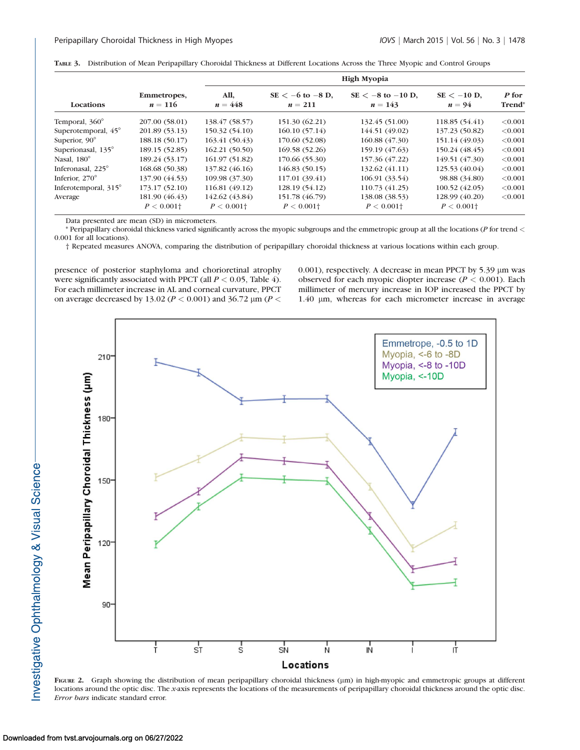**TABLE 3.** Distribution of Mean Peripapillary Choroidal Thickness at Different Locations Across the Three Myopic and Control Groups

| Locations | Emmetropes, $n = 116$ | High Myopia | | | | |
|---|---|---|---|---|---|---|
| | | All, $n = 448$ | SE $< -6$ to $-8$ D, $n = 211$ | SE $< -8$ to $-10$ D, $n = 143$ | SE $< -10$ D, $n = 94$ | *P* for Trend* |
| Temporal, 360° | 207.00 (58.01) | 138.47 (58.57) | 151.30 (62.21) | 132.45 (51.00) | 118.85 (54.41) | <0.001 |
| Superotemporal, 45° | 201.89 (53.13) | 150.32 (54.10) | 160.10 (57.14) | 144.51 (49.02) | 137.23 (50.82) | <0.001 |
| Superior, 90° | 188.18 (50.17) | 163.41 (50.43) | 170.60 (52.08) | 160.88 (47.30) | 151.14 (49.03) | <0.001 |
| Superionasal, 135° | 189.15 (52.85) | 162.21 (50.50) | 169.58 (52.26) | 159.19 (47.63) | 150.24 (48.45) | <0.001 |
| Nasal, 180° | 189.24 (53.17) | 161.97 (51.82) | 170.66 (55.30) | 157.36 (47.22) | 149.51 (47.30) | <0.001 |
| Inferonasal, 225° | 168.68 (50.38) | 137.82 (46.16) | 146.83 (50.15) | 132.62 (41.11) | 125.53 (40.04) | <0.001 |
| Inferior, 270° | 137.90 (44.53) | 109.98 (37.30) | 117.01 (39.41) | 106.91 (33.54) | 98.88 (34.80) | <0.001 |
| Inferotemporal, 315° | 173.17 (52.10) | 116.81 (49.12) | 128.19 (54.12) | 110.73 (41.25) | 100.52 (42.05) | <0.001 |
| Average | 181.90 (46.43) | 142.62 (43.84) | 151.78 (46.79) | 138.08 (38.53) | 128.99 (40.20) | <0.001 |
| | $P < 0.001$† | $P < 0.001$† | $P < 0.001$† | $P < 0.001$† | $P < 0.001$† | |

Data presented are mean (SD) in micrometers.

\* Peripapillary choroidal thickness varied significantly across the myopic subgroups and the emmetropic group at all the locations (*P* for trend < 0.001 for all locations).

† Repeated measures ANOVA, comparing the distribution of peripapillary choroidal thickness at various locations within each group.

presence of posterior staphyloma and chorioretinal atrophy were significantly associated with PPCT (all $P < 0.05$, Table 4). For each millimeter increase in AL and corneal curvature, PPCT on average decreased by 13.02 ($P < 0.001$) and 36.72 μm ($P < 0.001$), respectively. A decrease in mean PPCT by 5.39 μm was observed for each myopic diopter increase ($P < 0.001$). Each millimeter of mercury increase in IOP increased the PPCT by 1.40 μm, whereas for each micrometer increase in average

**FIGURE 2.** Graph showing the distribution of mean peripapillary choroidal thickness (μm) in high-myopic and emmetropic groups at different locations around the optic disc. The *x*-axis represents the locations of the measurements of peripapillary choroidal thickness around the optic disc. *Error bars* indicate standard error.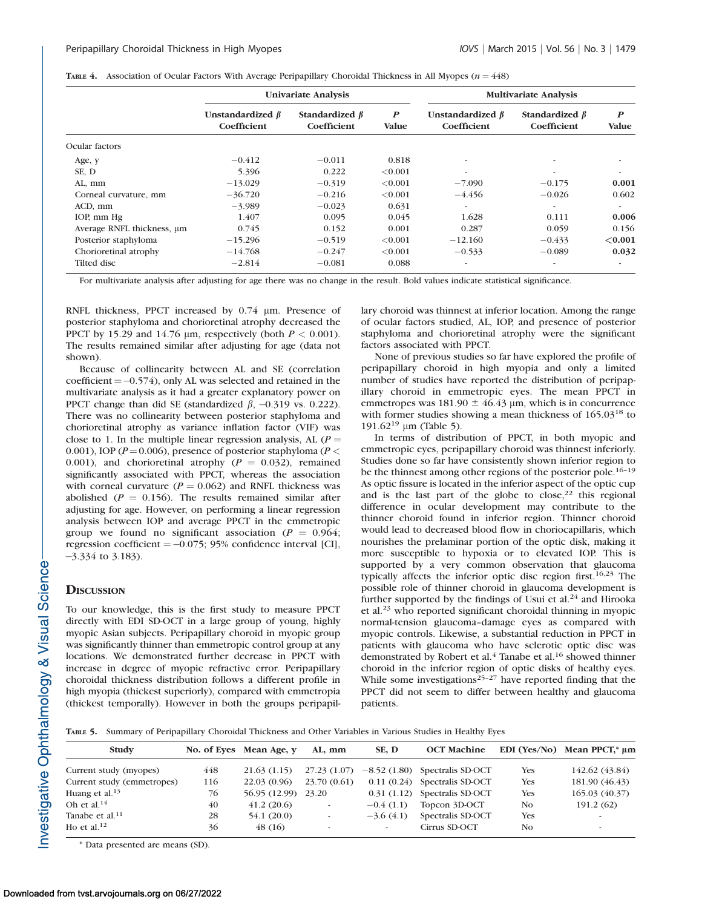**Table 4.** Association of Ocular Factors With Average Peripapillary Choroidal Thickness in All Myopes ($n = 448$)

| | Univariate Analysis | | | Multivariate Analysis | | |
|---|---|---|---|---|---|---|
| | Unstandardized $\beta$ Coefficient | Standardized $\beta$ Coefficient | *P* Value | Unstandardized $\beta$ Coefficient | Standardized $\beta$ Coefficient | *P* Value |
| Ocular factors | | | | | | |
| Age, y | −0.412 | −0.011 | 0.818 | - | - | - |
| SE, D | 5.396 | 0.222 | <0.001 | - | - | - |
| AL, mm | −13.029 | −0.319 | <0.001 | −7.090 | −0.175 | **0.001** |
| Corneal curvature, mm | −36.720 | −0.216 | <0.001 | −4.456 | −0.026 | 0.602 |
| ACD, mm | −3.989 | −0.023 | 0.631 | - | - | - |
| IOP, mm Hg | 1.407 | 0.095 | 0.045 | 1.628 | 0.111 | **0.006** |
| Average RNFL thickness, μm | 0.745 | 0.152 | 0.001 | 0.287 | 0.059 | 0.156 |
| Posterior staphyloma | −15.296 | −0.519 | <0.001 | −12.160 | −0.433 | **<0.001** |
| Chorioretinal atrophy | −14.768 | −0.247 | <0.001 | −0.533 | −0.089 | **0.032** |
| Tilted disc | −2.814 | −0.081 | 0.088 | - | - | - |

For multivariate analysis after adjusting for age there was no change in the result. Bold values indicate statistical significance.

RNFL thickness, PPCT increased by 0.74 μm. Presence of posterior staphyloma and chorioretinal atrophy decreased the PPCT by 15.29 and 14.76 μm, respectively (both $P < 0.001$). The results remained similar after adjusting for age (data not shown).

Because of collinearity between AL and SE (correlation coefficient = −0.574), only AL was selected and retained in the multivariate analysis as it had a greater explanatory power on PPCT change than did SE (standardized $\beta$, −0.319 vs. 0.222). There was no collinearity between posterior staphyloma and chorioretinal atrophy as variance inflation factor (VIF) was close to 1. In the multiple linear regression analysis, AL ($P = 0.001$), IOP ($P = 0.006$), presence of posterior staphyloma ($P < 0.001$), and chorioretinal atrophy ($P = 0.032$), remained significantly associated with PPCT, whereas the association with corneal curvature ($P = 0.062$) and RNFL thickness was abolished ($P = 0.156$). The results remained similar after adjusting for age. However, on performing a linear regression analysis between IOP and average PPCT in the emmetropic group we found no significant association ($P = 0.964$; regression coefficient = −0.075; 95% confidence interval [CI], −3.334 to 3.183).

## Discussion

To our knowledge, this is the first study to measure PPCT directly with EDI SD-OCT in a large group of young, highly myopic Asian subjects. Peripapillary choroid in myopic group was significantly thinner than emmetropic control group at any locations. We demonstrated further decrease in PPCT with increase in degree of myopic refractive error. Peripapillary choroidal thickness distribution follows a different profile in high myopia (thickest superiorly), compared with emmetropia (thickest temporally). However in both the groups peripapillary choroid was thinnest at inferior location. Among the range of ocular factors studied, AL, IOP, and presence of posterior staphyloma and chorioretinal atrophy were the significant factors associated with PPCT.

None of previous studies so far have explored the profile of peripapillary choroid in high myopia and only a limited number of studies have reported the distribution of peripapillary choroid in emmetropic eyes. The mean PPCT in emmetropes was 181.90 ± 46.43 μm, which is in concurrence with former studies showing a mean thickness of 165.03[18] to 191.62[19] μm (Table 5).

In terms of distribution of PPCT, in both myopic and emmetropic eyes, peripapillary choroid was thinnest inferiorly. Studies done so far have consistently shown inferior region to be the thinnest among other regions of the posterior pole.[16–19] As optic fissure is located in the inferior aspect of the optic cup and is the last part of the globe to close,[22] this regional difference in ocular development may contribute to the thinner choroid found in inferior region. Thinner choroid would lead to decreased blood flow in choriocapillaris, which nourishes the prelaminar portion of the optic disk, making it more susceptible to hypoxia or to elevated IOP. This is supported by a very common observation that glaucoma typically affects the inferior optic disc region first.[16,23] The possible role of thinner choroid in glaucoma development is further supported by the findings of Usui et al.[24] and Hirooka et al.[23] who reported significant choroidal thinning in myopic normal-tension glaucoma–damage eyes as compared with myopic controls. Likewise, a substantial reduction in PPCT in patients with glaucoma who have sclerotic optic disc was demonstrated by Robert et al.[4] Tanabe et al.[16] showed thinner choroid in the inferior region of optic disks of healthy eyes. While some investigations[25–27] have reported finding that the PPCT did not seem to differ between healthy and glaucoma patients.

**Table 5.** Summary of Peripapillary Choroidal Thickness and Other Variables in Various Studies in Healthy Eyes

| Study | No. of Eyes | Mean Age, y | AL, mm | SE, D | OCT Machine | EDI (Yes/No) | Mean PPCT,* μm |
|---|---|---|---|---|---|---|---|
| Current study (myopes) | 448 | 21.63 (1.15) | 27.23 (1.07) | −8.52 (1.80) | Spectralis SD-OCT | Yes | 142.62 (43.84) |
| Current study (emmetropes) | 116 | 22.03 (0.96) | 23.70 (0.61) | 0.11 (0.24) | Spectralis SD-OCT | Yes | 181.90 (46.43) |
| Huang et al.[13] | 76 | 56.95 (12.99) | 23.20 | 0.31 (1.12) | Spectralis SD-OCT | Yes | 165.03 (40.37) |
| Oh et al.[14] | 40 | 41.2 (20.6) | - | −0.4 (1.1) | Topcon 3D-OCT | No | 191.2 (62) |
| Tanabe et al.[11] | 28 | 54.1 (20.0) | - | −3.6 (4.1) | Spectralis SD-OCT | Yes | - |
| Ho et al.[12] | 36 | 48 (16) | - | - | Cirrus SD-OCT | No | - |

\* Data presented are means (SD).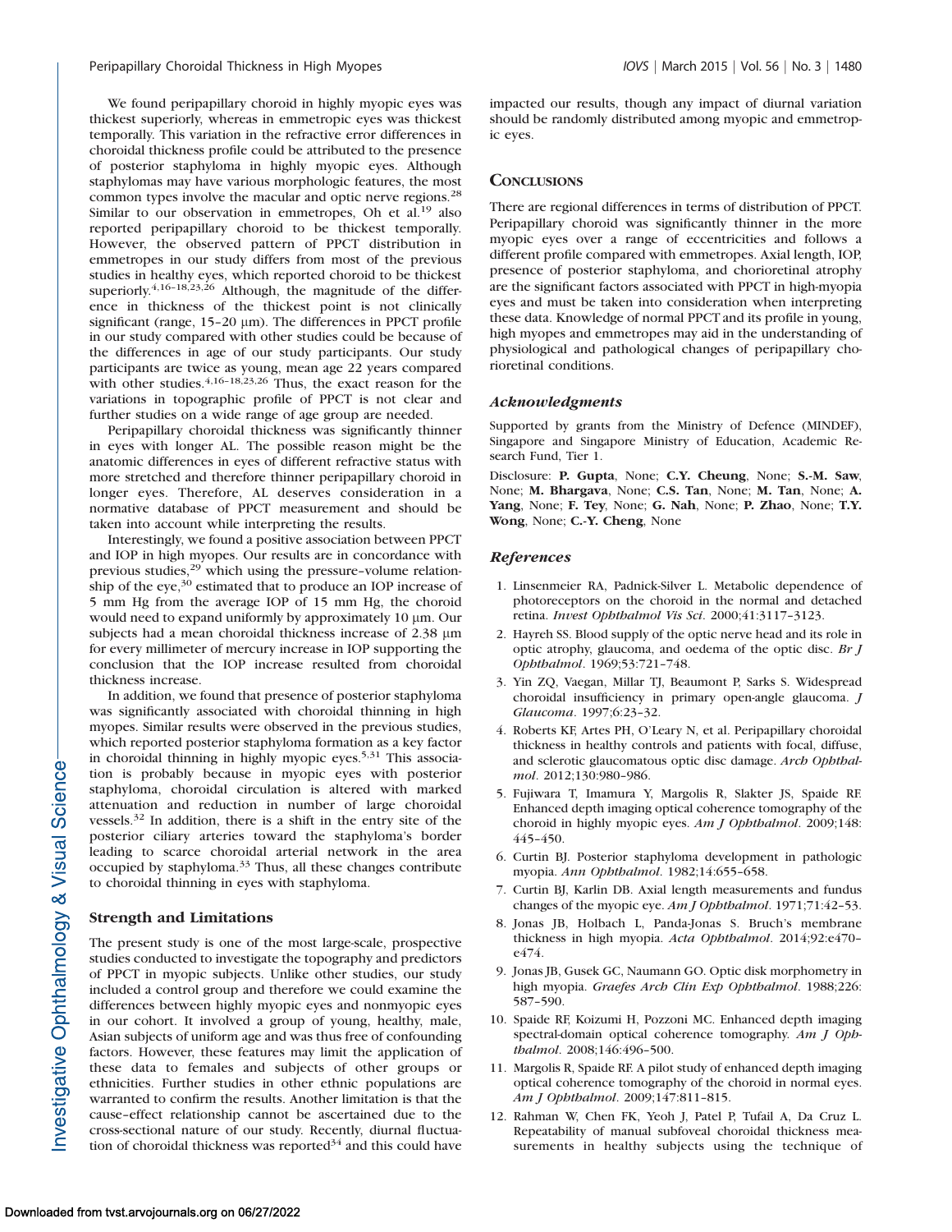We found peripapillary choroid in highly myopic eyes was thickest superiorly, whereas in emmetropic eyes was thickest temporally. This variation in the refractive error differences in choroidal thickness profile could be attributed to the presence of posterior staphyloma in highly myopic eyes. Although staphylomas may have various morphologic features, the most common types involve the macular and optic nerve regions.[28] Similar to our observation in emmetropes, Oh et al.[19] also reported peripapillary choroid to be thickest temporally. However, the observed pattern of PPCT distribution in emmetropes in our study differs from most of the previous studies in healthy eyes, which reported choroid to be thickest superiorly.[4,16–18,23,26] Although, the magnitude of the difference in thickness of the thickest point is not clinically significant (range, 15–20 μm). The differences in PPCT profile in our study compared with other studies could be because of the differences in age of our study participants. Our study participants are twice as young, mean age 22 years compared with other studies.[4,16–18,23,26] Thus, the exact reason for the variations in topographic profile of PPCT is not clear and further studies on a wide range of age group are needed.

Peripapillary choroidal thickness was significantly thinner in eyes with longer AL. The possible reason might be the anatomic differences in eyes of different refractive status with more stretched and therefore thinner peripapillary choroid in longer eyes. Therefore, AL deserves consideration in a normative database of PPCT measurement and should be taken into account while interpreting the results.

Interestingly, we found a positive association between PPCT and IOP in high myopes. Our results are in concordance with previous studies,[29] which using the pressure–volume relationship of the eye,[30] estimated that to produce an IOP increase of 5 mm Hg from the average IOP of 15 mm Hg, the choroid would need to expand uniformly by approximately 10 μm. Our subjects had a mean choroidal thickness increase of 2.38 μm for every millimeter of mercury increase in IOP supporting the conclusion that the IOP increase resulted from choroidal thickness increase.

In addition, we found that presence of posterior staphyloma was significantly associated with choroidal thinning in high myopes. Similar results were observed in the previous studies, which reported posterior staphyloma formation as a key factor in choroidal thinning in highly myopic eyes.[5,31] This association is probably because in myopic eyes with posterior staphyloma, choroidal circulation is altered with marked attenuation and reduction in number of large choroidal vessels.[32] In addition, there is a shift in the entry site of the posterior ciliary arteries toward the staphyloma's border leading to scarce choroidal arterial network in the area occupied by staphyloma.[33] Thus, all these changes contribute to choroidal thinning in eyes with staphyloma.

### Strength and Limitations

The present study is one of the most large-scale, prospective studies conducted to investigate the topography and predictors of PPCT in myopic subjects. Unlike other studies, our study included a control group and therefore we could examine the differences between highly myopic eyes and nonmyopic eyes in our cohort. It involved a group of young, healthy, male, Asian subjects of uniform age and was thus free of confounding factors. However, these features may limit the application of these data to females and subjects of other groups or ethnicities. Further studies in other ethnic populations are warranted to confirm the results. Another limitation is that the cause–effect relationship cannot be ascertained due to the cross-sectional nature of our study. Recently, diurnal fluctuation of choroidal thickness was reported[34] and this could have impacted our results, though any impact of diurnal variation should be randomly distributed among myopic and emmetropic eyes.

## Conclusions

There are regional differences in terms of distribution of PPCT. Peripapillary choroid was significantly thinner in the more myopic eyes over a range of eccentricities and follows a different profile compared with emmetropes. Axial length, IOP, presence of posterior staphyloma, and chorioretinal atrophy are the significant factors associated with PPCT in high-myopia eyes and must be taken into consideration when interpreting these data. Knowledge of normal PPCT and its profile in young, high myopes and emmetropes may aid in the understanding of physiological and pathological changes of peripapillary chorioretinal conditions.

### *Acknowledgments*

Supported by grants from the Ministry of Defence (MINDEF), Singapore and Singapore Ministry of Education, Academic Research Fund, Tier 1.

Disclosure: **P. Gupta**, None; **C.Y. Cheung**, None; **S.-M. Saw**, None; **M. Bhargava**, None; **C.S. Tan**, None; **M. Tan**, None; **A. Yang**, None; **F. Tey**, None; **G. Nah**, None; **P. Zhao**, None; **T.Y. Wong**, None; **C.-Y. Cheng**, None

### *References*

1. Linsenmeier RA, Padnick-Silver L. Metabolic dependence of photoreceptors on the choroid in the normal and detached retina. *Invest Ophthalmol Vis Sci*. 2000;41:3117–3123.
2. Hayreh SS. Blood supply of the optic nerve head and its role in optic atrophy, glaucoma, and oedema of the optic disc. *Br J Ophthalmol*. 1969;53:721–748.
3. Yin ZQ, Vaegan, Millar TJ, Beaumont P, Sarks S. Widespread choroidal insufficiency in primary open-angle glaucoma. *J Glaucoma*. 1997;6:23–32.
4. Roberts KF, Artes PH, O'Leary N, et al. Peripapillary choroidal thickness in healthy controls and patients with focal, diffuse, and sclerotic glaucomatous optic disc damage. *Arch Ophthalmol*. 2012;130:980–986.
5. Fujiwara T, Imamura Y, Margolis R, Slakter JS, Spaide RF. Enhanced depth imaging optical coherence tomography of the choroid in highly myopic eyes. *Am J Ophthalmol*. 2009;148:445–450.
6. Curtin BJ. Posterior staphyloma development in pathologic myopia. *Ann Ophthalmol*. 1982;14:655–658.
7. Curtin BJ, Karlin DB. Axial length measurements and fundus changes of the myopic eye. *Am J Ophthalmol*. 1971;71:42–53.
8. Jonas JB, Holbach L, Panda-Jonas S. Bruch's membrane thickness in high myopia. *Acta Ophthalmol*. 2014;92:e470–e474.
9. Jonas JB, Gusek GC, Naumann GO. Optic disk morphometry in high myopia. *Graefes Arch Clin Exp Ophthalmol*. 1988;226:587–590.
10. Spaide RF, Koizumi H, Pozzoni MC. Enhanced depth imaging spectral-domain optical coherence tomography. *Am J Ophthalmol*. 2008;146:496–500.
11. Margolis R, Spaide RF. A pilot study of enhanced depth imaging optical coherence tomography of the choroid in normal eyes. *Am J Ophthalmol*. 2009;147:811–815.
12. Rahman W, Chen FK, Yeoh J, Patel P, Tufail A, Da Cruz L. Repeatability of manual subfoveal choroidal thickness measurements in healthy subjects using the technique of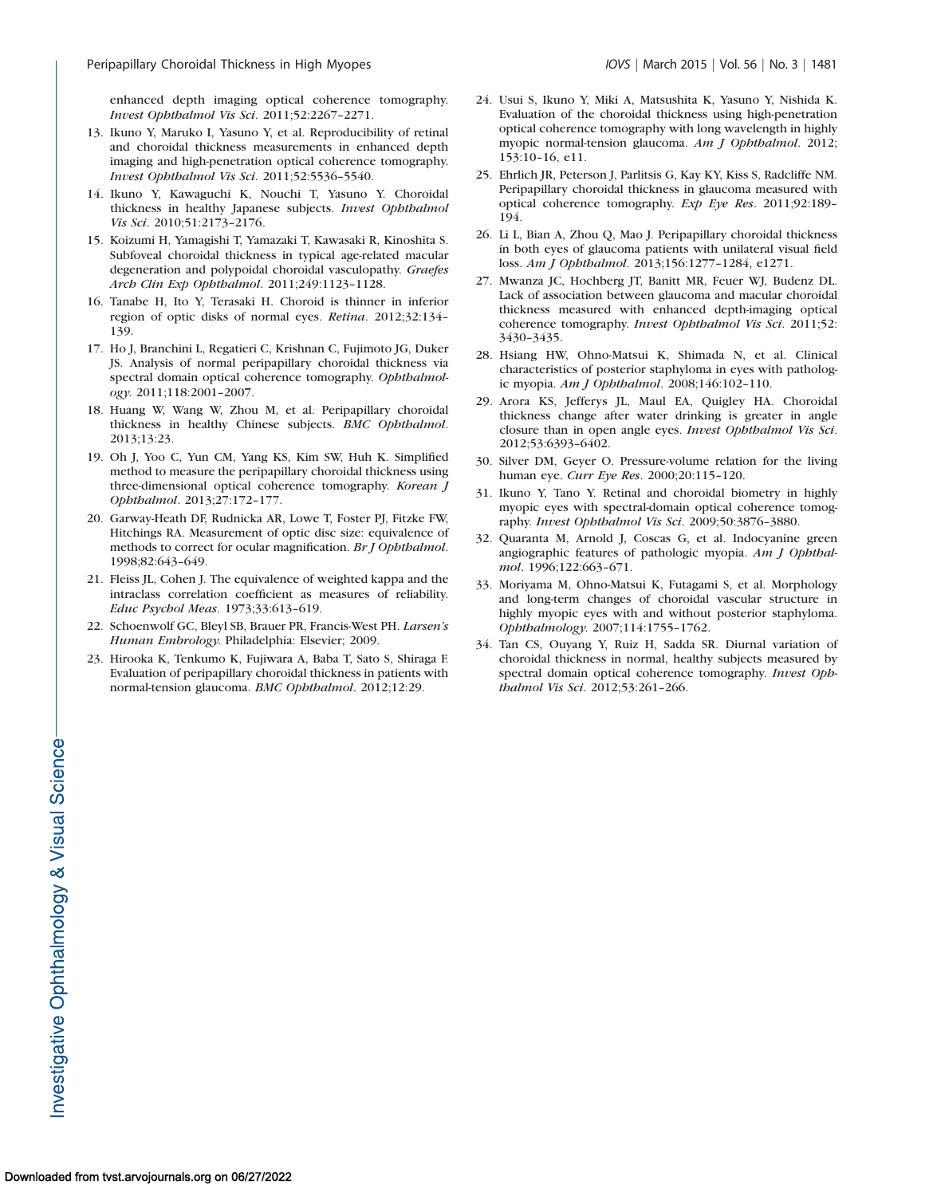enhanced depth imaging optical coherence tomography. *Invest Ophthalmol Vis Sci*. 2011;52:2267–2271.

13. Ikuno Y, Maruko I, Yasuno Y, et al. Reproducibility of retinal and choroidal thickness measurements in enhanced depth imaging and high-penetration optical coherence tomography. *Invest Ophthalmol Vis Sci*. 2011;52:5536–5540.
14. Ikuno Y, Kawaguchi K, Nouchi T, Yasuno Y. Choroidal thickness in healthy Japanese subjects. *Invest Ophthalmol Vis Sci*. 2010;51:2173–2176.
15. Koizumi H, Yamagishi T, Yamazaki T, Kawasaki R, Kinoshita S. Subfoveal choroidal thickness in typical age-related macular degeneration and polypoidal choroidal vasculopathy. *Graefes Arch Clin Exp Ophthalmol*. 2011;249:1123–1128.
16. Tanabe H, Ito Y, Terasaki H. Choroid is thinner in inferior region of optic disks of normal eyes. *Retina*. 2012;32:134–139.
17. Ho J, Branchini L, Regatieri C, Krishnan C, Fujimoto JG, Duker JS. Analysis of normal peripapillary choroidal thickness via spectral domain optical coherence tomography. *Ophthalmology.* 2011;118:2001–2007.
18. Huang W, Wang W, Zhou M, et al. Peripapillary choroidal thickness in healthy Chinese subjects. *BMC Ophthalmol*. 2013;13:23.
19. Oh J, Yoo C, Yun CM, Yang KS, Kim SW, Huh K. Simplified method to measure the peripapillary choroidal thickness using three-dimensional optical coherence tomography. *Korean J Ophthalmol*. 2013;27:172–177.
20. Garway-Heath DF, Rudnicka AR, Lowe T, Foster PJ, Fitzke FW, Hitchings RA. Measurement of optic disc size: equivalence of methods to correct for ocular magnification. *Br J Ophthalmol*. 1998;82:643–649.
21. Fleiss JL, Cohen J. The equivalence of weighted kappa and the intraclass correlation coefficient as measures of reliability. *Educ Psychol Meas*. 1973;33:613–619.
22. Schoenwolf GC, Bleyl SB, Brauer PR, Francis-West PH. *Larsen's Human Embrology.* Philadelphia: Elsevier; 2009.
23. Hirooka K, Tenkumo K, Fujiwara A, Baba T, Sato S, Shiraga F. Evaluation of peripapillary choroidal thickness in patients with normal-tension glaucoma. *BMC Ophthalmol*. 2012;12:29.
24. Usui S, Ikuno Y, Miki A, Matsushita K, Yasuno Y, Nishida K. Evaluation of the choroidal thickness using high-penetration optical coherence tomography with long wavelength in highly myopic normal-tension glaucoma. *Am J Ophthalmol*. 2012; 153:10–16, e11.
25. Ehrlich JR, Peterson J, Parlitsis G, Kay KY, Kiss S, Radcliffe NM. Peripapillary choroidal thickness in glaucoma measured with optical coherence tomography. *Exp Eye Res*. 2011;92:189–194.
26. Li L, Bian A, Zhou Q, Mao J. Peripapillary choroidal thickness in both eyes of glaucoma patients with unilateral visual field loss. *Am J Ophthalmol*. 2013;156:1277–1284, e1271.
27. Mwanza JC, Hochberg JT, Banitt MR, Feuer WJ, Budenz DL. Lack of association between glaucoma and macular choroidal thickness measured with enhanced depth-imaging optical coherence tomography. *Invest Ophthalmol Vis Sci*. 2011;52: 3430–3435.
28. Hsiang HW, Ohno-Matsui K, Shimada N, et al. Clinical characteristics of posterior staphyloma in eyes with pathologic myopia. *Am J Ophthalmol*. 2008;146:102–110.
29. Arora KS, Jefferys JL, Maul EA, Quigley HA. Choroidal thickness change after water drinking is greater in angle closure than in open angle eyes. *Invest Ophthalmol Vis Sci*. 2012;53:6393–6402.
30. Silver DM, Geyer O. Pressure-volume relation for the living human eye. *Curr Eye Res*. 2000;20:115–120.
31. Ikuno Y, Tano Y. Retinal and choroidal biometry in highly myopic eyes with spectral-domain optical coherence tomography. *Invest Ophthalmol Vis Sci*. 2009;50:3876–3880.
32. Quaranta M, Arnold J, Coscas G, et al. Indocyanine green angiographic features of pathologic myopia. *Am J Ophthalmol*. 1996;122:663–671.
33. Moriyama M, Ohno-Matsui K, Futagami S, et al. Morphology and long-term changes of choroidal vascular structure in highly myopic eyes with and without posterior staphyloma. *Ophthalmology.* 2007;114:1755–1762.
34. Tan CS, Ouyang Y, Ruiz H, Sadda SR. Diurnal variation of choroidal thickness in normal, healthy subjects measured by spectral domain optical coherence tomography. *Invest Ophthalmol Vis Sci*. 2012;53:261–266.